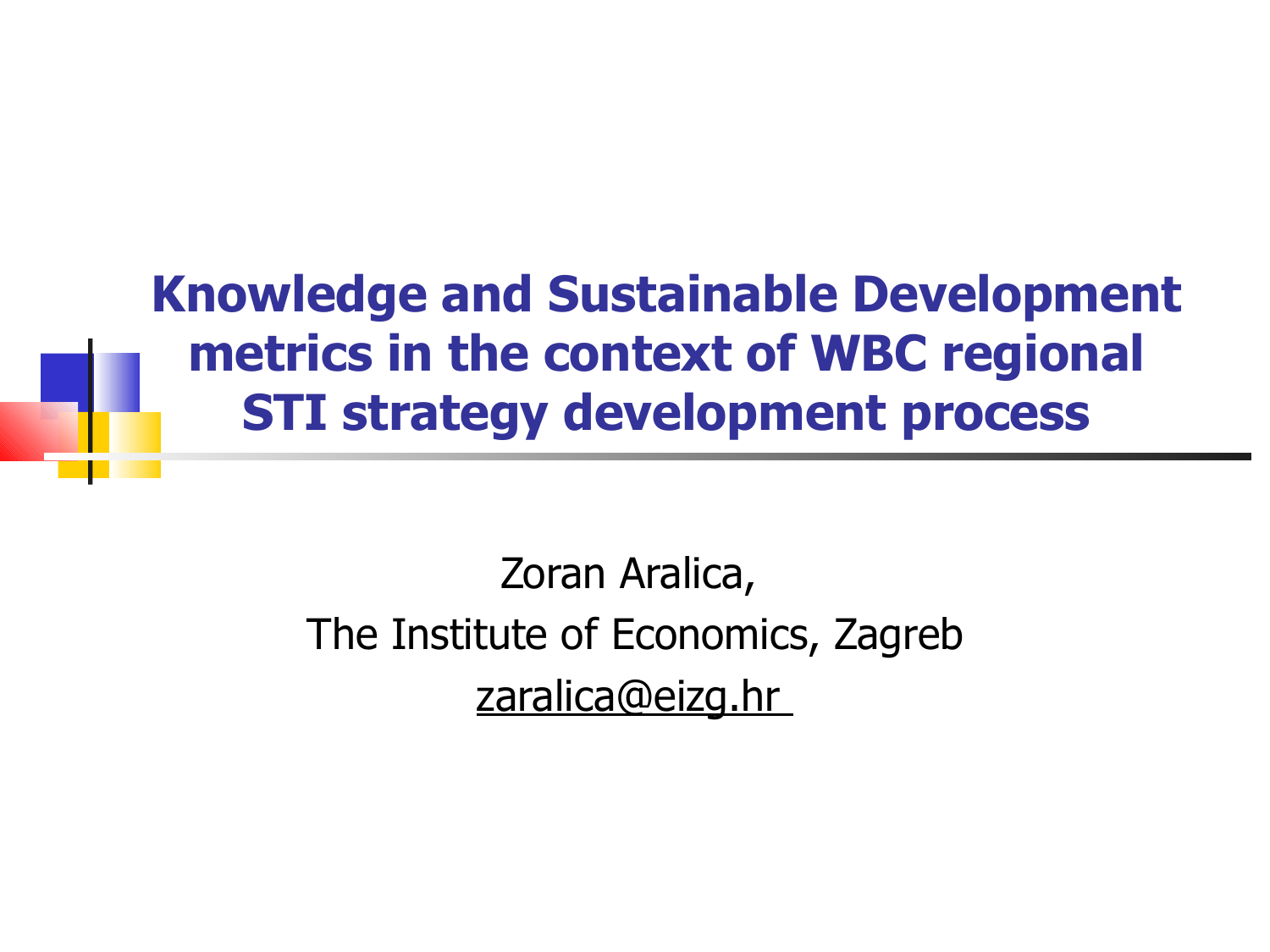# Knowledge and Sustainable Development metrics in the context of WBC regional STI strategy development process

Zoran Aralica,

The Institute of Economics, Zagreb

zaralica@eizg.hr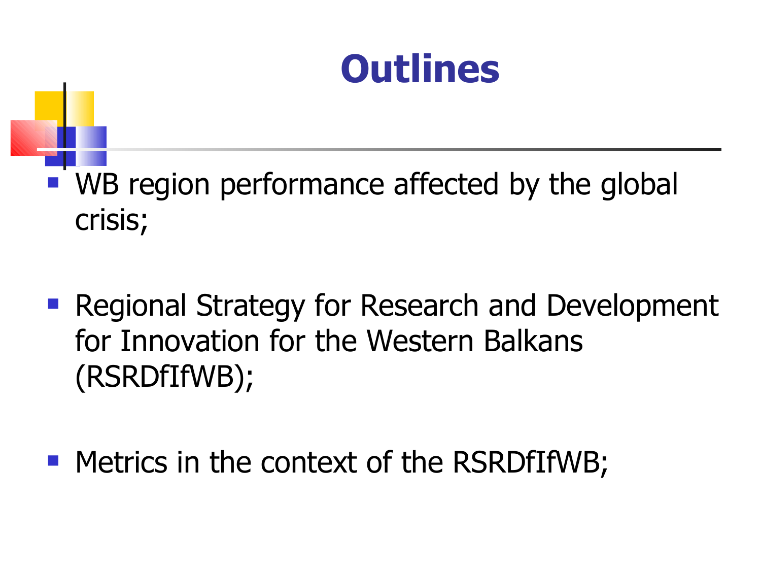# Outlines

- WB region performance affected by the global crisis;
- Regional Strategy for Research and Development for Innovation for the Western Balkans (RSRDfIfWB);
- Metrics in the context of the RSRDfIfWB;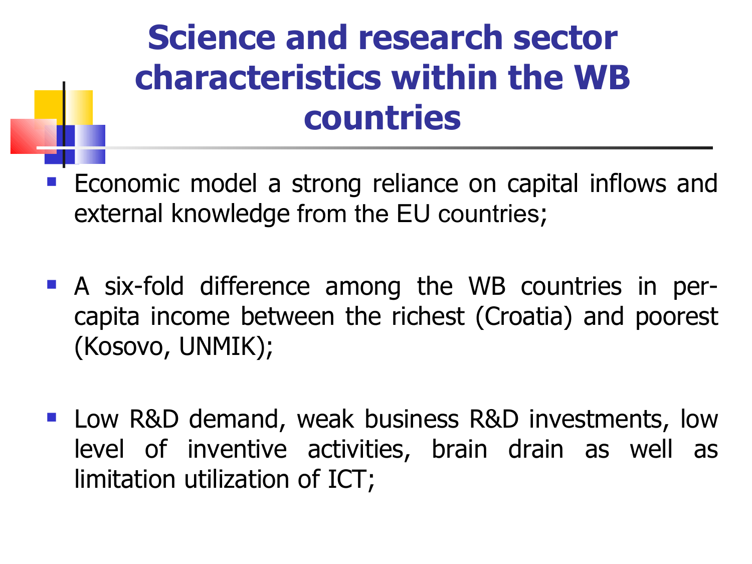# Science and research sector characteristics within the WB countries

- Economic model a strong reliance on capital inflows and external knowledge from the EU countries;

- A six-fold difference among the WB countries in per-capita income between the richest (Croatia) and poorest (Kosovo, UNMIK);

- Low R&D demand, weak business R&D investments, low level of inventive activities, brain drain as well as limitation utilization of ICT;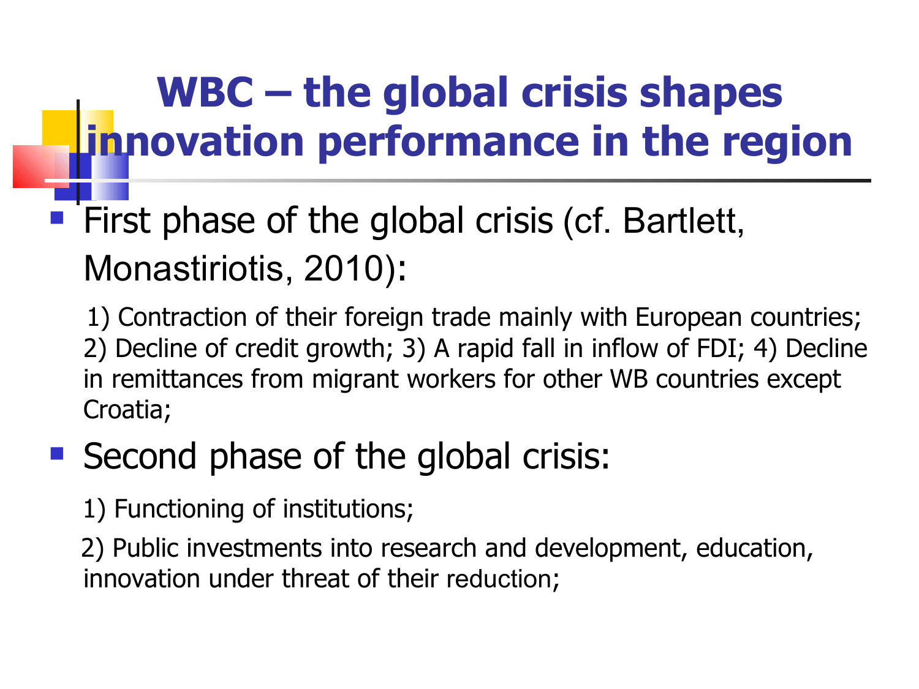# WBC – the global crisis shapes innovation performance in the region

- First phase of the global crisis (cf. Bartlett, Monastiriotis, 2010):

  1) Contraction of their foreign trade mainly with European countries; 2) Decline of credit growth; 3) A rapid fall in inflow of FDI; 4) Decline in remittances from migrant workers for other WB countries except Croatia;

- Second phase of the global crisis:

  1) Functioning of institutions;

  2) Public investments into research and development, education, innovation under threat of their reduction;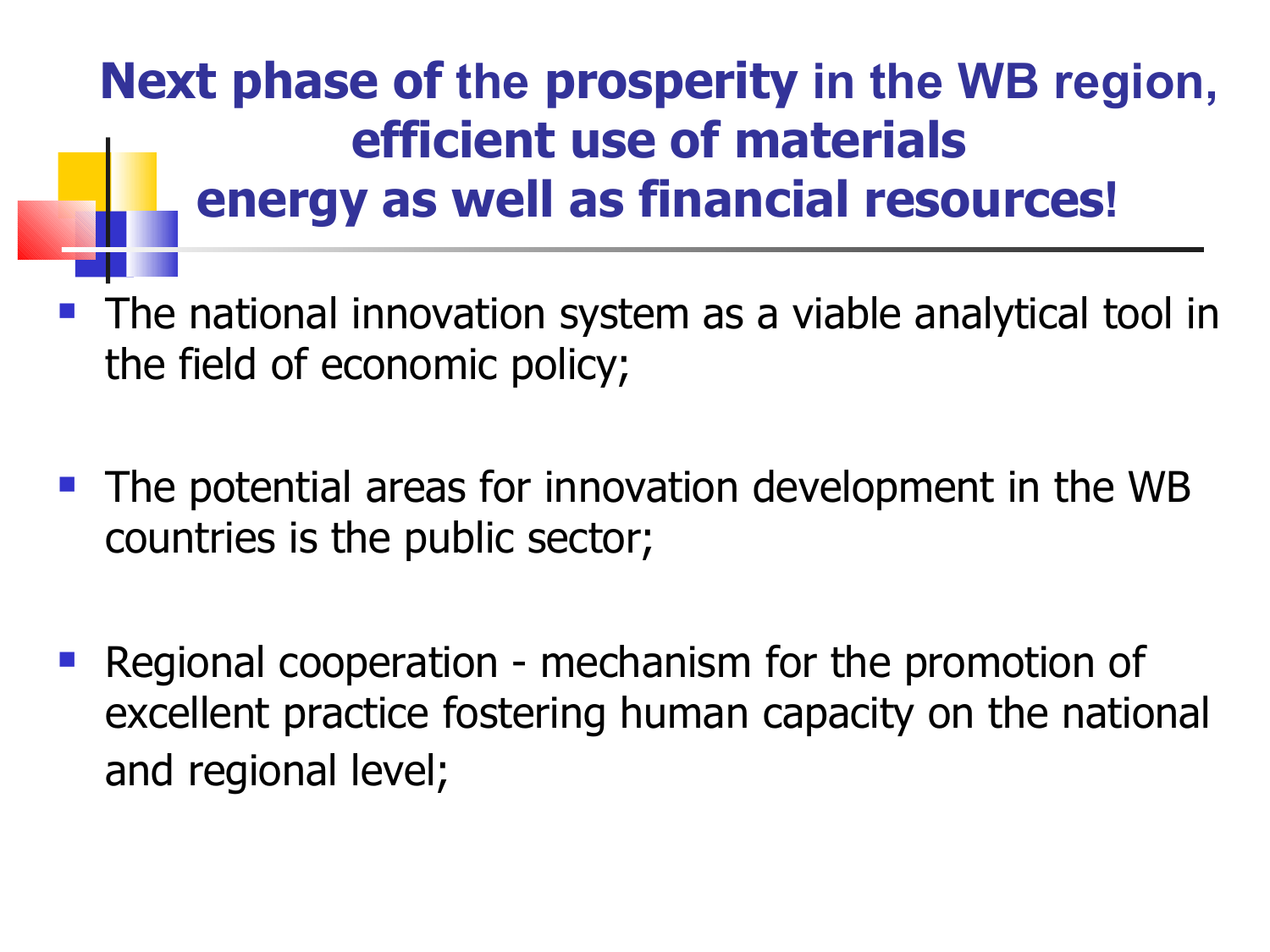# Next phase of the prosperity in the WB region, efficient use of materials energy as well as financial resources!

- The national innovation system as a viable analytical tool in the field of economic policy;
- The potential areas for innovation development in the WB countries is the public sector;
- Regional cooperation - mechanism for the promotion of excellent practice fostering human capacity on the national and regional level;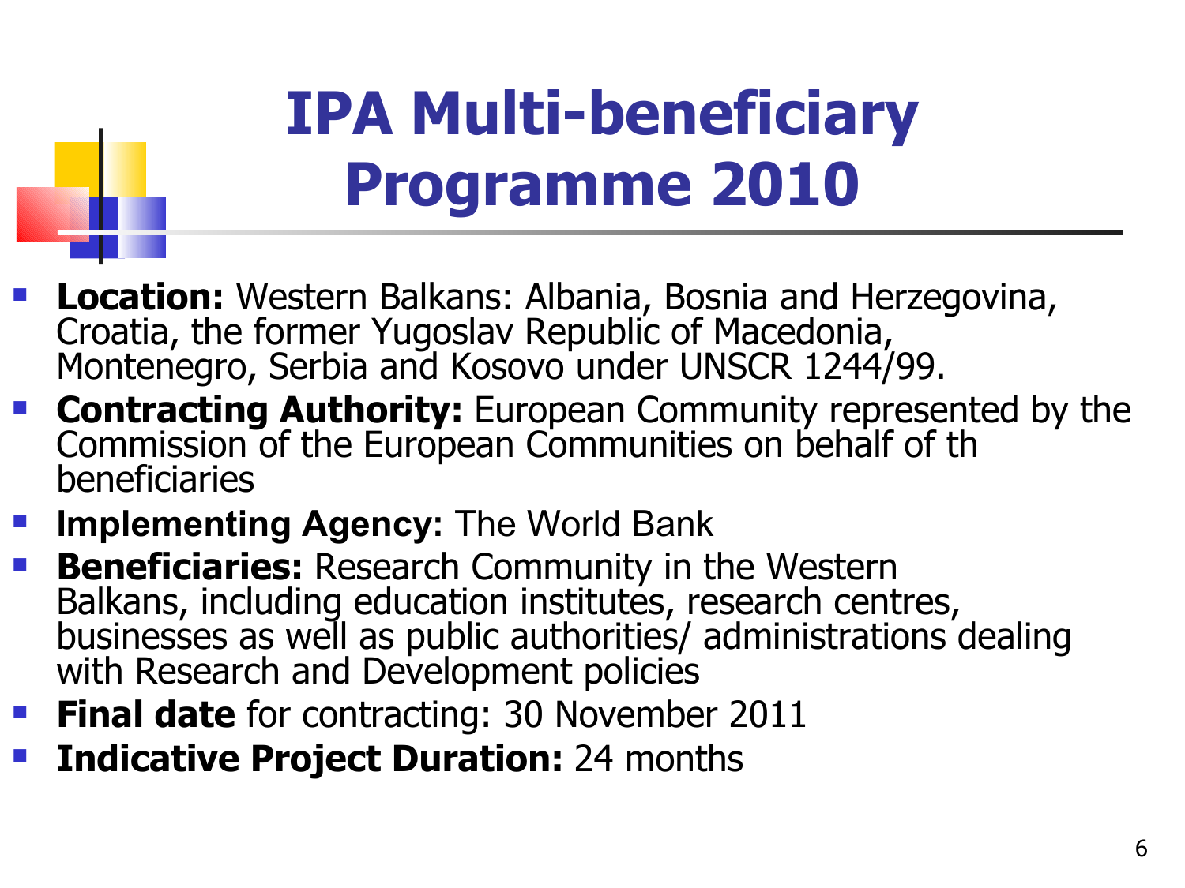# IPA Multi-beneficiary Programme 2010

- **Location:** Western Balkans: Albania, Bosnia and Herzegovina, Croatia, the former Yugoslav Republic of Macedonia, Montenegro, Serbia and Kosovo under UNSCR 1244/99.
- **Contracting Authority:** European Community represented by the Commission of the European Communities on behalf of th beneficiaries
- **Implementing Agency:** The World Bank
- **Beneficiaries:** Research Community in the Western Balkans, including education institutes, research centres, businesses as well as public authorities/ administrations dealing with Research and Development policies
- **Final date** for contracting: 30 November 2011
- **Indicative Project Duration:** 24 months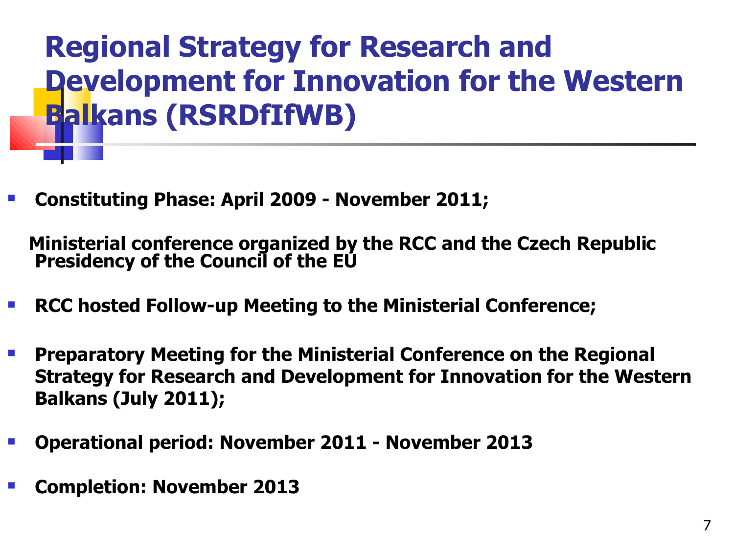# Regional Strategy for Research and Development for Innovation for the Western Balkans (RSRDfIfWB)

- **Constituting Phase: April 2009 - November 2011;**

  **Ministerial conference organized by the RCC and the Czech Republic Presidency of the Council of the EU**

- **RCC hosted Follow-up Meeting to the Ministerial Conference;**
- **Preparatory Meeting for the Ministerial Conference on the Regional Strategy for Research and Development for Innovation for the Western Balkans (July 2011);**
- **Operational period: November 2011 - November 2013**
- **Completion: November 2013**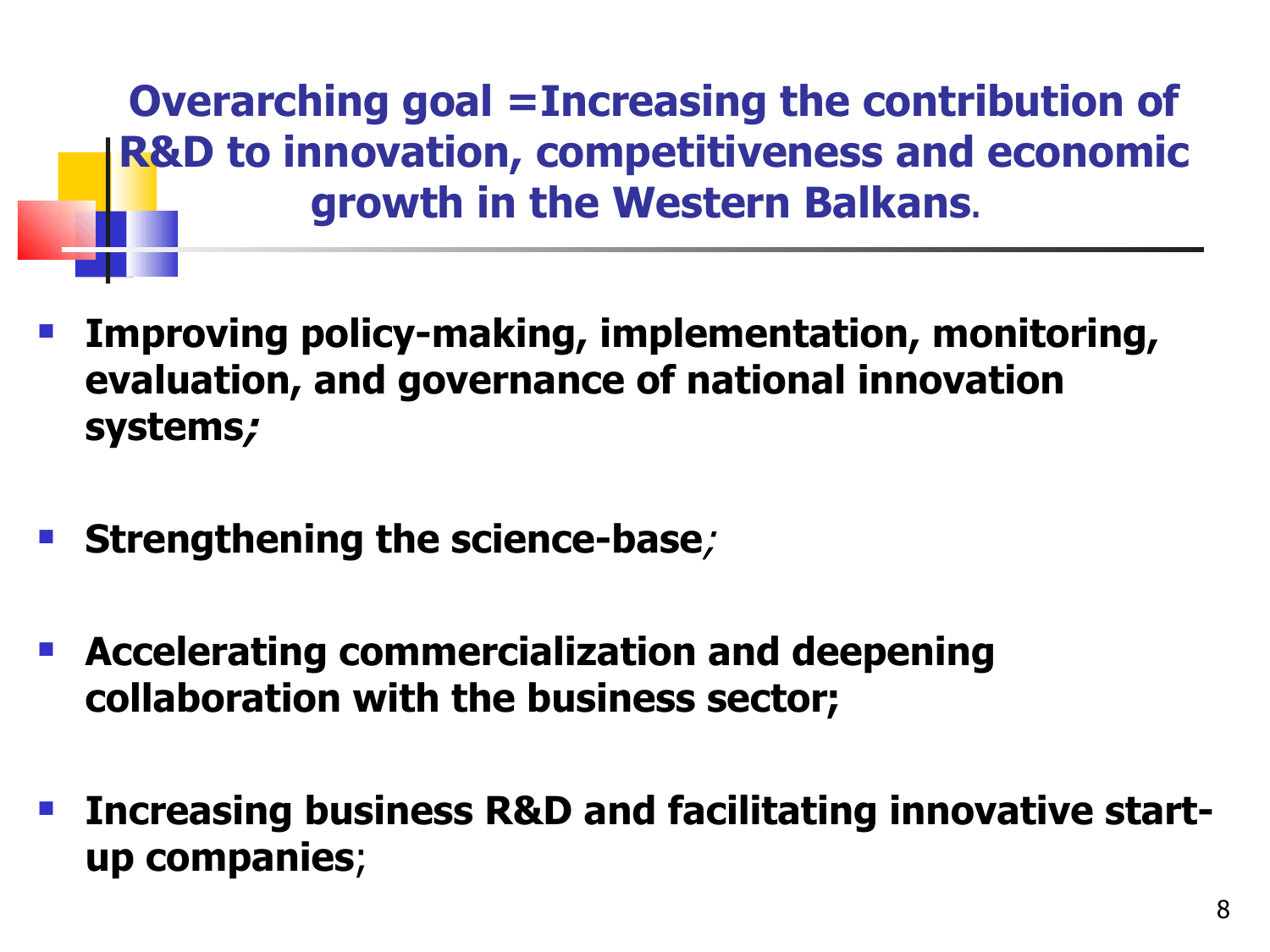# Overarching goal =Increasing the contribution of R&D to innovation, competitiveness and economic growth in the Western Balkans.

- **Improving policy-making, implementation, monitoring, evaluation, and governance of national innovation systems*;***
- **Strengthening the science-base***;*
- **Accelerating commercialization and deepening collaboration with the business sector;**
- **Increasing business R&D and facilitating innovative start-up companies**;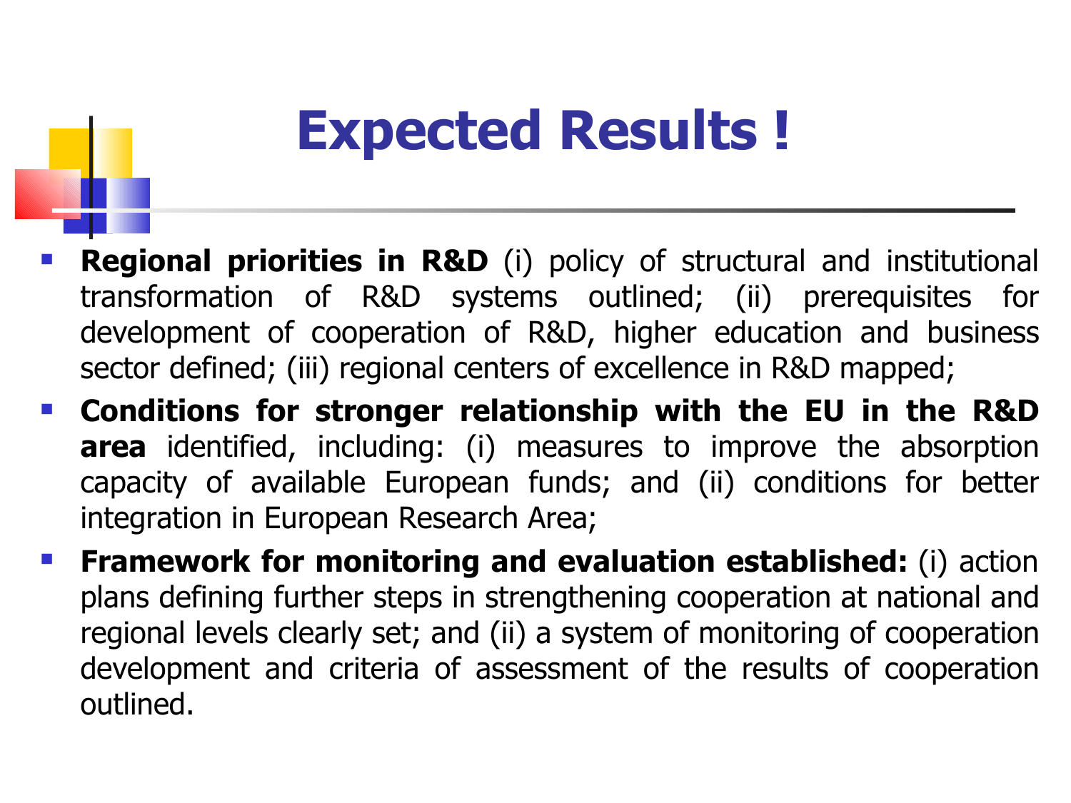# Expected Results !

- **Regional priorities in R&D** (i) policy of structural and institutional transformation of R&D systems outlined; (ii) prerequisites for development of cooperation of R&D, higher education and business sector defined; (iii) regional centers of excellence in R&D mapped;
- **Conditions for stronger relationship with the EU in the R&D area** identified, including: (i) measures to improve the absorption capacity of available European funds; and (ii) conditions for better integration in European Research Area;
- **Framework for monitoring and evaluation established:** (i) action plans defining further steps in strengthening cooperation at national and regional levels clearly set; and (ii) a system of monitoring of cooperation development and criteria of assessment of the results of cooperation outlined.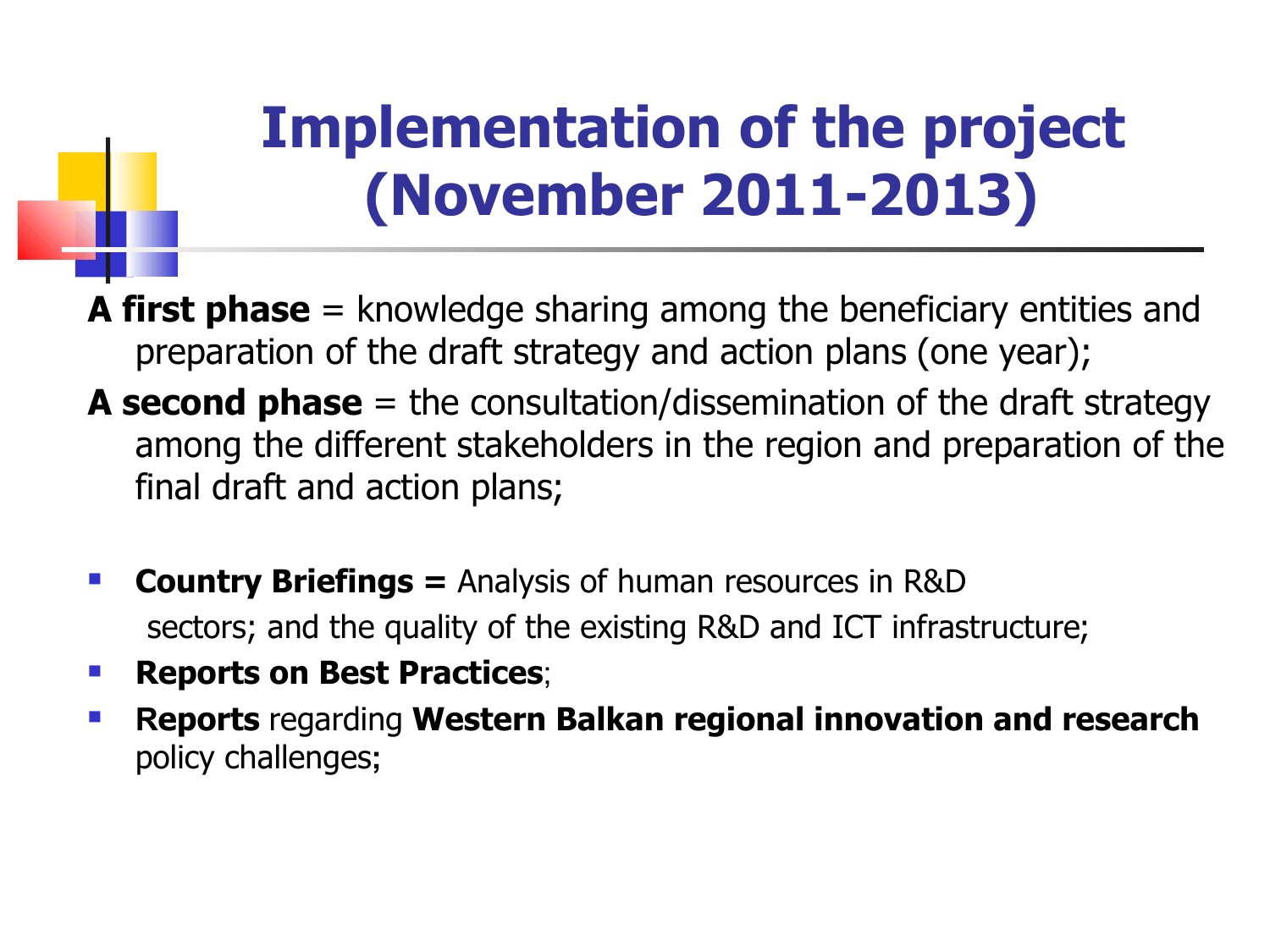# Implementation of the project (November 2011-2013)

**A first phase** = knowledge sharing among the beneficiary entities and preparation of the draft strategy and action plans (one year);

**A second phase** = the consultation/dissemination of the draft strategy among the different stakeholders in the region and preparation of the final draft and action plans;

- **Country Briefings =** Analysis of human resources in R&D sectors; and the quality of the existing R&D and ICT infrastructure;
- **Reports on Best Practices**;
- **Reports** regarding **Western Balkan regional innovation and research** policy challenges**;**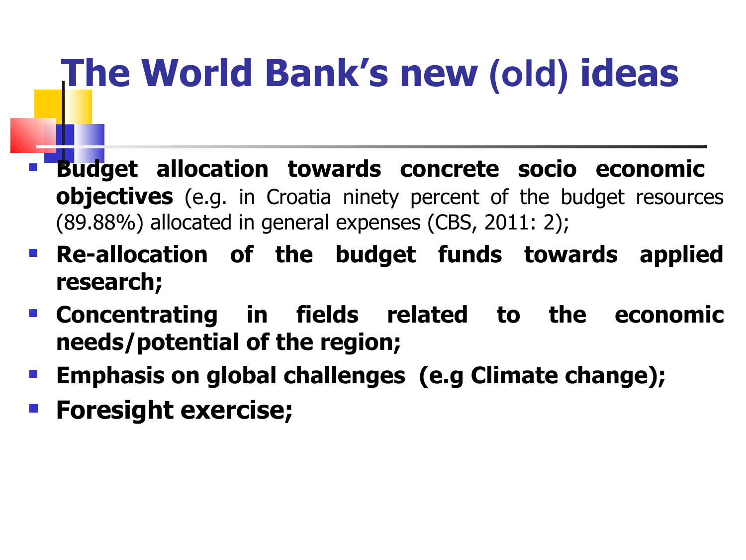# The World Bank's new (old) ideas

- **Budget allocation towards concrete socio economic objectives** (e.g. in Croatia ninety percent of the budget resources (89.88%) allocated in general expenses (CBS, 2011: 2);
- **Re-allocation of the budget funds towards applied research;**
- **Concentrating in fields related to the economic needs/potential of the region;**
- **Emphasis on global challenges (e.g Climate change);**
- **Foresight exercise;**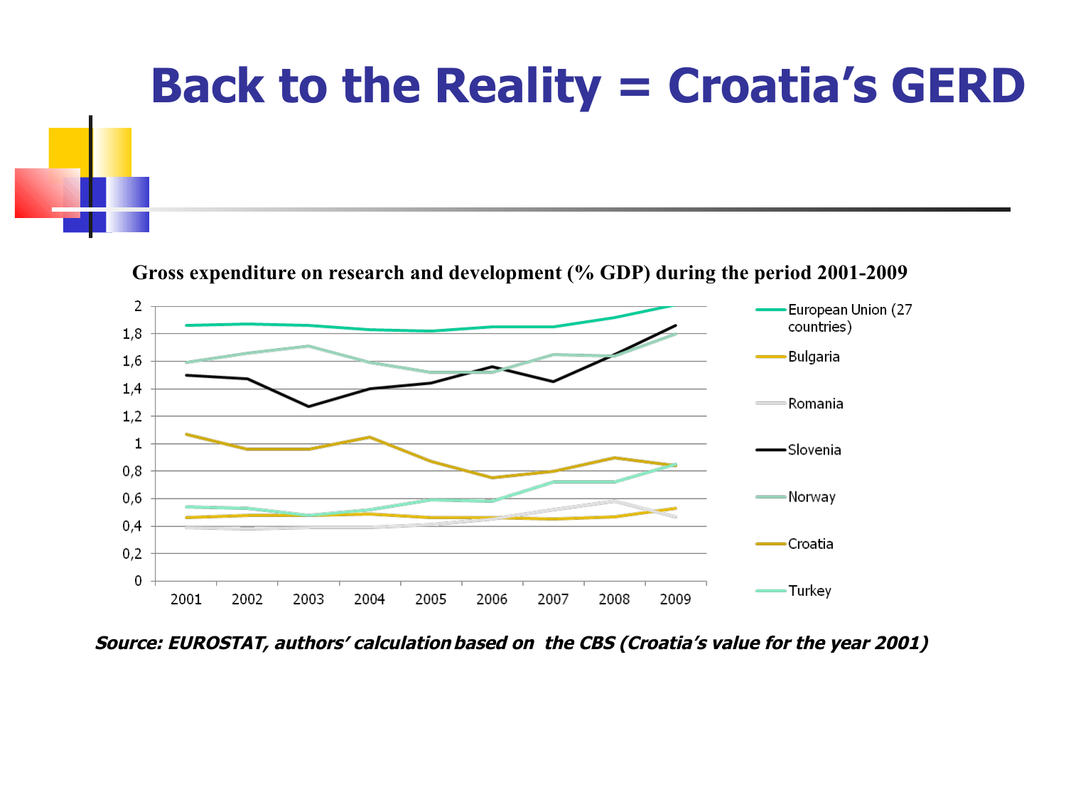# Back to the Reality = Croatia's GERD

**Gross expenditure on research and development (% GDP) during the period 2001-2009**

***Source: EUROSTAT, authors' calculation based on the CBS (Croatia's value for the year 2001)***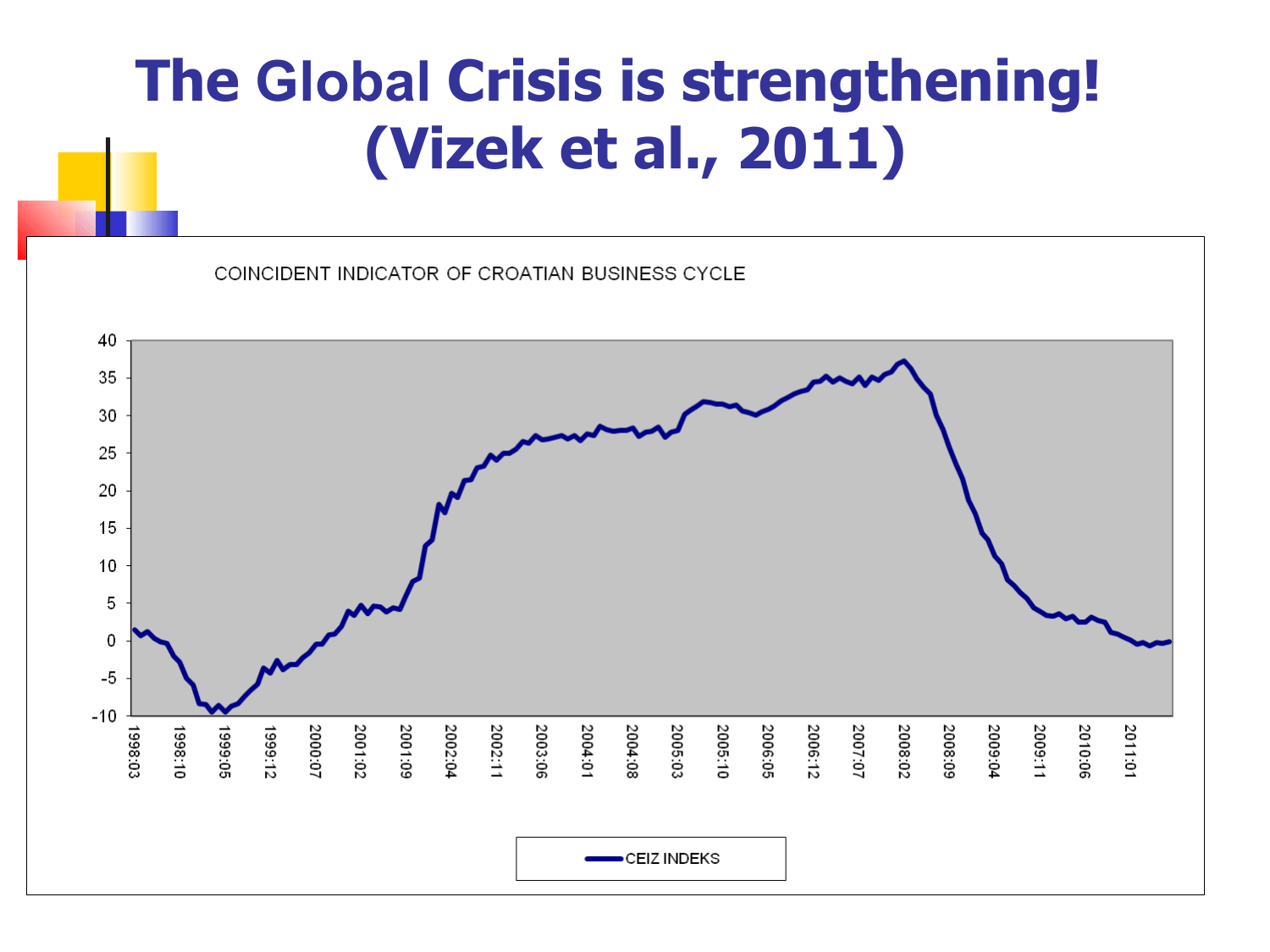# The Global Crisis is strengthening! (Vizek et al., 2011)

COINCIDENT INDICATOR OF CROATIAN BUSINESS CYCLE

CEIZ INDEKS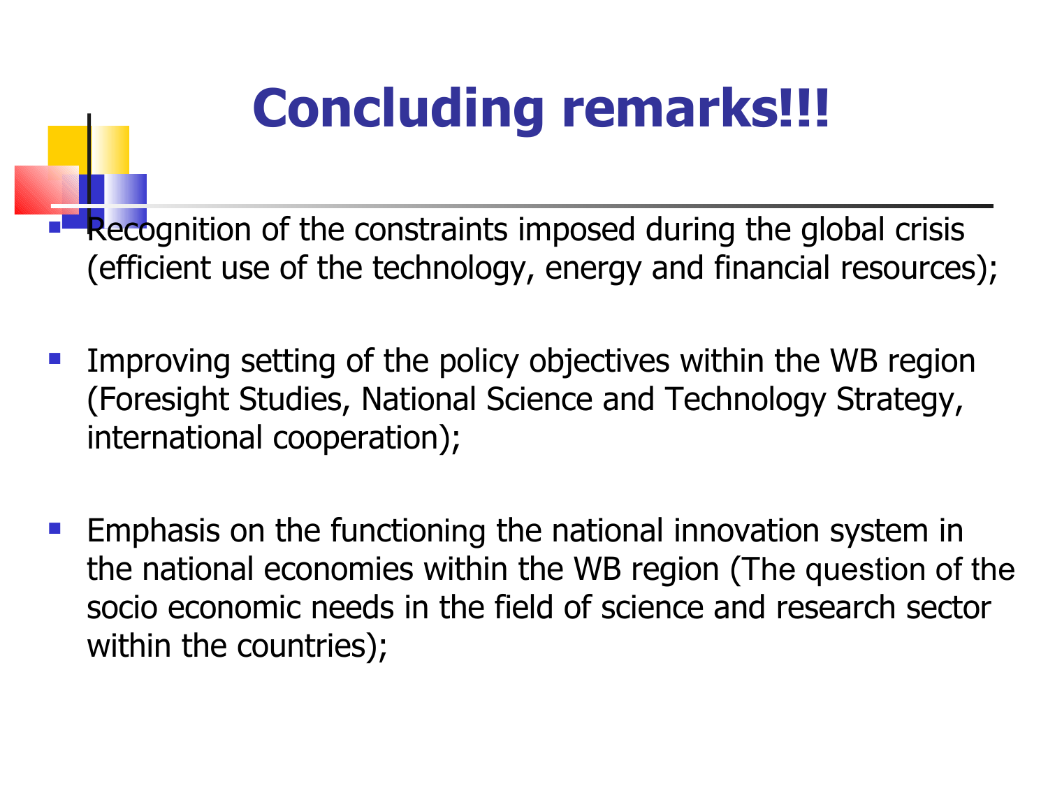# Concluding remarks!!!

- Recognition of the constraints imposed during the global crisis (efficient use of the technology, energy and financial resources);
- Improving setting of the policy objectives within the WB region (Foresight Studies, National Science and Technology Strategy, international cooperation);
- Emphasis on the functioning the national innovation system in the national economies within the WB region (The question of the socio economic needs in the field of science and research sector within the countries);